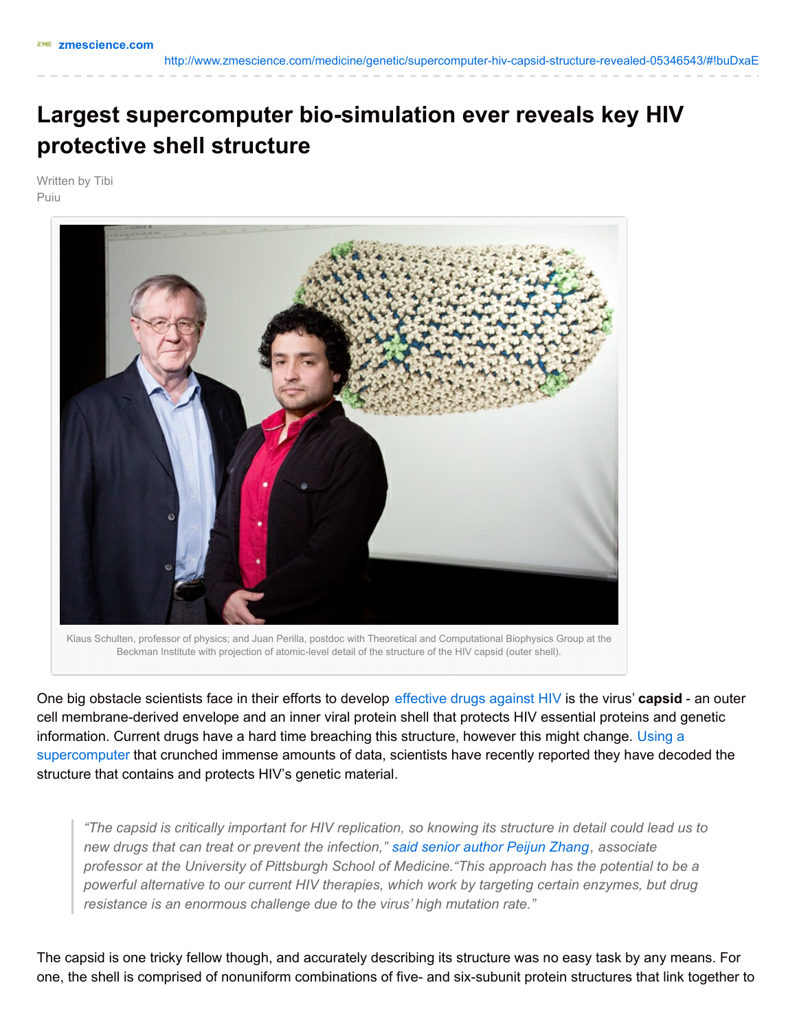zmescience.com

http://www.zmescience.com/medicine/genetic/supercomputer-hiv-capsid-structure-revealed-05346543/#!buDxaE

# Largest supercomputer bio-simulation ever reveals key HIV protective shell structure

Written by Tibi Puiu

Klaus Schulten, professor of physics; and Juan Perilla, postdoc with Theoretical and Computational Biophysics Group at the Beckman Institute with projection of atomic-level detail of the structure of the HIV capsid (outer shell).

One big obstacle scientists face in their efforts to develop effective drugs against HIV is the virus' **capsid** - an outer cell membrane-derived envelope and an inner viral protein shell that protects HIV essential proteins and genetic information. Current drugs have a hard time breaching this structure, however this might change. Using a supercomputer that crunched immense amounts of data, scientists have recently reported they have decoded the structure that contains and protects HIV's genetic material.

> *"The capsid is critically important for HIV replication, so knowing its structure in detail could lead us to new drugs that can treat or prevent the infection," said senior author Peijun Zhang, associate professor at the University of Pittsburgh School of Medicine."This approach has the potential to be a powerful alternative to our current HIV therapies, which work by targeting certain enzymes, but drug resistance is an enormous challenge due to the virus' high mutation rate."*

The capsid is one tricky fellow though, and accurately describing its structure was no easy task by any means. For one, the shell is comprised of nonuniform combinations of five- and six-subunit protein structures that link together to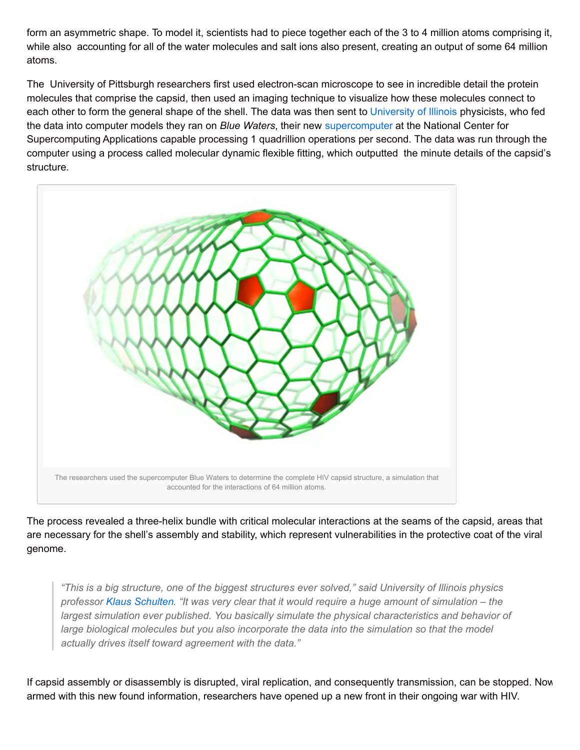form an asymmetric shape. To model it, scientists had to piece together each of the 3 to 4 million atoms comprising it, while also accounting for all of the water molecules and salt ions also present, creating an output of some 64 million atoms.

The University of Pittsburgh researchers first used electron-scan microscope to see in incredible detail the protein molecules that comprise the capsid, then used an imaging technique to visualize how these molecules connect to each other to form the general shape of the shell. The data was then sent to University of Illinois physicists, who fed the data into computer models they ran on *Blue Waters*, their new supercomputer at the National Center for Supercomputing Applications capable processing 1 quadrillion operations per second. The data was run through the computer using a process called molecular dynamic flexible fitting, which outputted the minute details of the capsid's structure.

The researchers used the supercomputer Blue Waters to determine the complete HIV capsid structure, a simulation that accounted for the interactions of 64 million atoms.

The process revealed a three-helix bundle with critical molecular interactions at the seams of the capsid, areas that are necessary for the shell's assembly and stability, which represent vulnerabilities in the protective coat of the viral genome.

> *"This is a big structure, one of the biggest structures ever solved," said University of Illinois physics professor Klaus Schulten. "It was very clear that it would require a huge amount of simulation – the largest simulation ever published. You basically simulate the physical characteristics and behavior of large biological molecules but you also incorporate the data into the simulation so that the model actually drives itself toward agreement with the data."*

If capsid assembly or disassembly is disrupted, viral replication, and consequently transmission, can be stopped. Now armed with this new found information, researchers have opened up a new front in their ongoing war with HIV.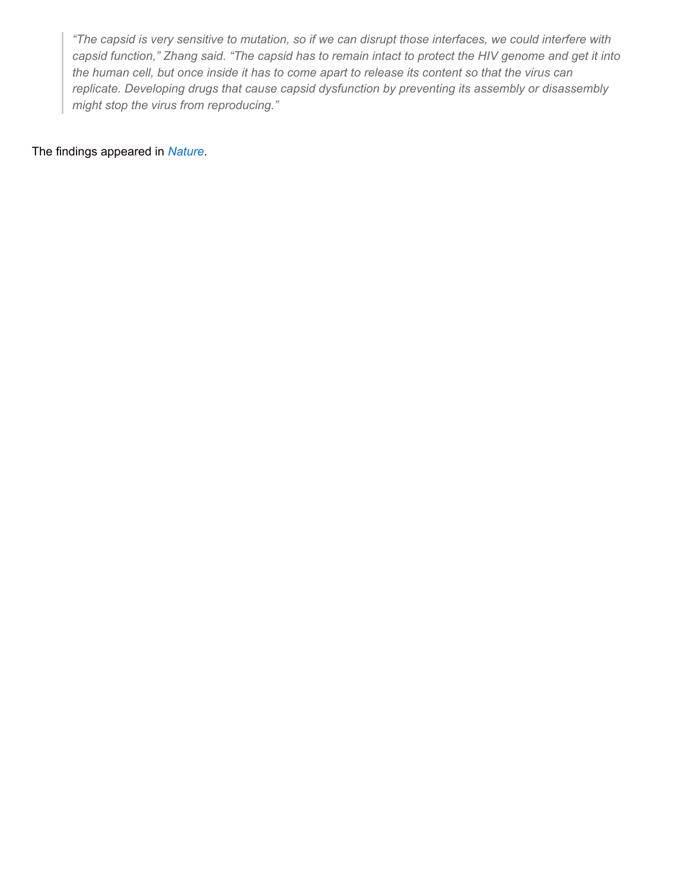> *"The capsid is very sensitive to mutation, so if we can disrupt those interfaces, we could interfere with capsid function," Zhang said. "The capsid has to remain intact to protect the HIV genome and get it into the human cell, but once inside it has to come apart to release its content so that the virus can replicate. Developing drugs that cause capsid dysfunction by preventing its assembly or disassembly might stop the virus from reproducing."*

The findings appeared in *Nature*.